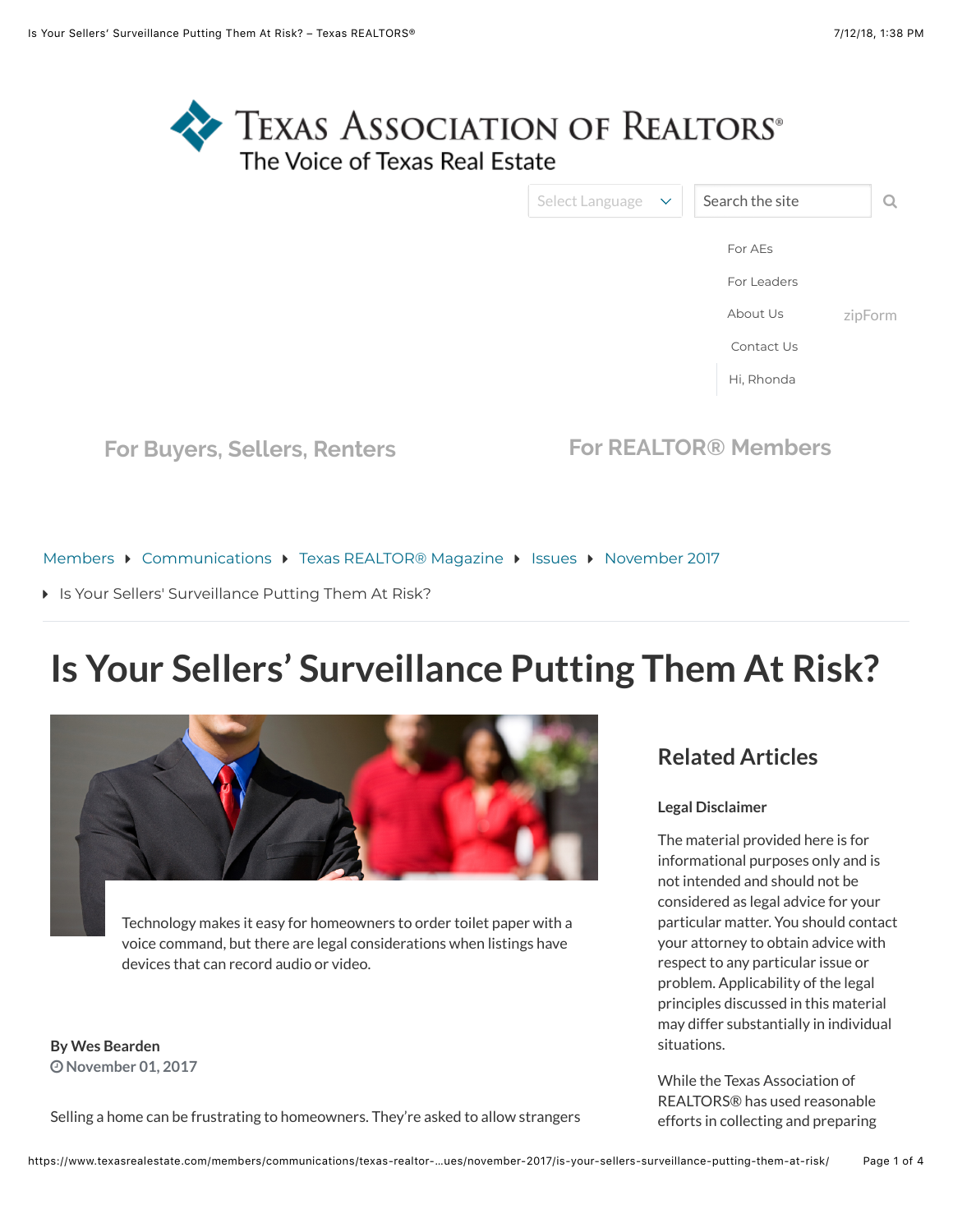# Texas Association of Realtors®

The Voice of Texas Real Estate

Select Language | Search the site

For AEs

For Leaders

About Us

zipForm

Contact Us

Hi, Rhonda

For Buyers, Sellers, Renters

For REALTOR® Members

Members ▸ Communications ▸ Texas REALTOR® Magazine ▸ Issues ▸ November 2017 ▸ Is Your Sellers' Surveillance Putting Them At Risk?

# Is Your Sellers' Surveillance Putting Them At Risk?

Technology makes it easy for homeowners to order toilet paper with a voice command, but there are legal considerations when listings have devices that can record audio or video.

**By Wes Bearden**

November 01, 2017

Selling a home can be frustrating to homeowners. They're asked to allow strangers

## Related Articles

**Legal Disclaimer**

The material provided here is for informational purposes only and is not intended and should not be considered as legal advice for your particular matter. You should contact your attorney to obtain advice with respect to any particular issue or problem. Applicability of the legal principles discussed in this material may differ substantially in individual situations.

While the Texas Association of REALTORS® has used reasonable efforts in collecting and preparing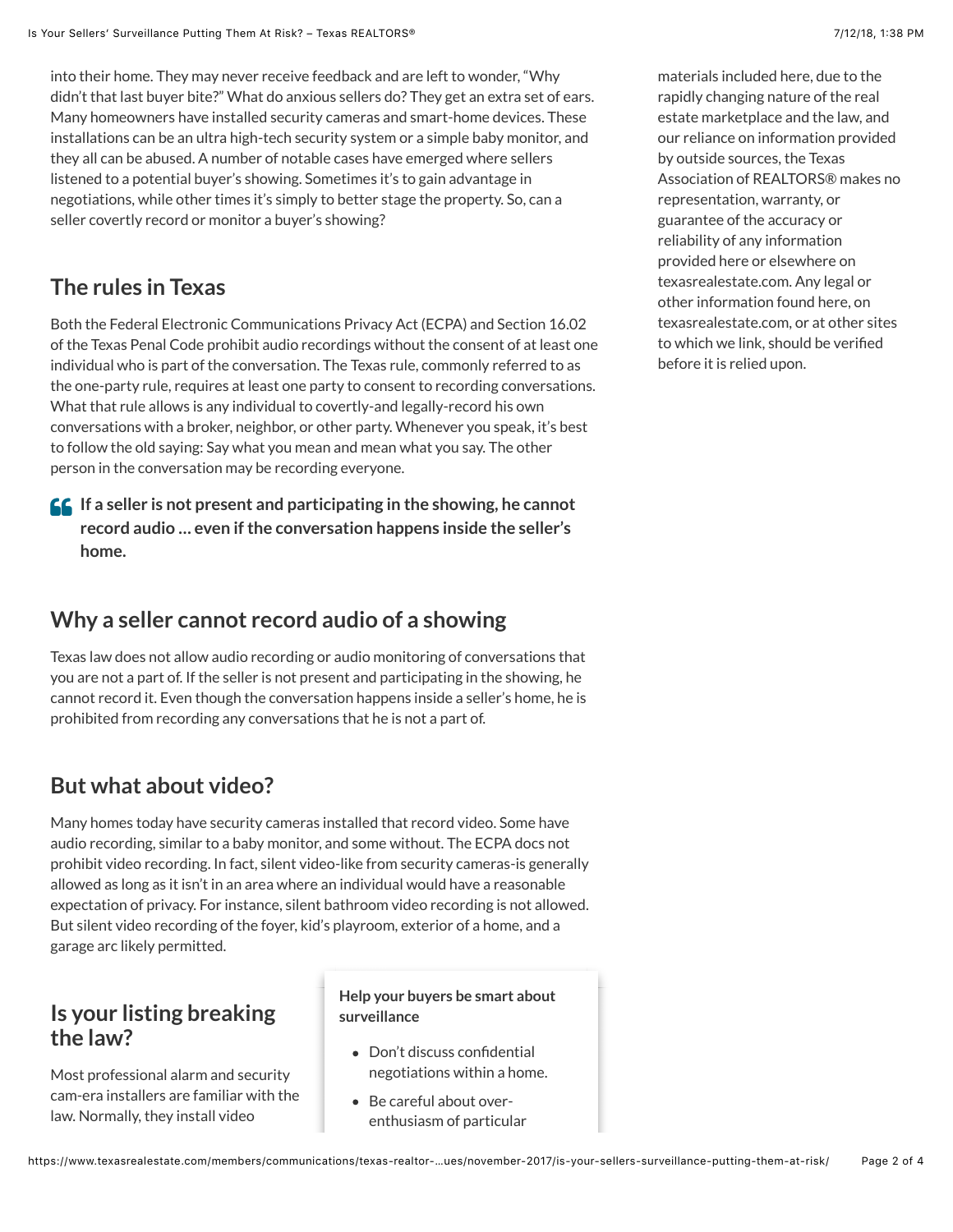into their home. They may never receive feedback and are left to wonder, "Why didn't that last buyer bite?" What do anxious sellers do? They get an extra set of ears. Many homeowners have installed security cameras and smart-home devices. These installations can be an ultra high-tech security system or a simple baby monitor, and they all can be abused. A number of notable cases have emerged where sellers listened to a potential buyer's showing. Sometimes it's to gain advantage in negotiations, while other times it's simply to better stage the property. So, can a seller covertly record or monitor a buyer's showing?

## The rules in Texas

Both the Federal Electronic Communications Privacy Act (ECPA) and Section 16.02 of the Texas Penal Code prohibit audio recordings without the consent of at least one individual who is part of the conversation. The Texas rule, commonly referred to as the one-party rule, requires at least one party to consent to recording conversations. What that rule allows is any individual to covertly-and legally-record his own conversations with a broker, neighbor, or other party. Whenever you speak, it's best to follow the old saying: Say what you mean and mean what you say. The other person in the conversation may be recording everyone.

> **If a seller is not present and participating in the showing, he cannot record audio … even if the conversation happens inside the seller's home.**

## Why a seller cannot record audio of a showing

Texas law does not allow audio recording or audio monitoring of conversations that you are not a part of. If the seller is not present and participating in the showing, he cannot record it. Even though the conversation happens inside a seller's home, he is prohibited from recording any conversations that he is not a part of.

## But what about video?

Many homes today have security cameras installed that record video. Some have audio recording, similar to a baby monitor, and some without. The ECPA docs not prohibit video recording. In fact, silent video-like from security cameras-is generally allowed as long as it isn't in an area where an individual would have a reasonable expectation of privacy. For instance, silent bathroom video recording is not allowed. But silent video recording of the foyer, kid's playroom, exterior of a home, and a garage arc likely permitted.

## Is your listing breaking the law?

Most professional alarm and security cam-era installers are familiar with the law. Normally, they install video

**Help your buyers be smart about surveillance**

- Don't discuss confidential negotiations within a home.
- Be careful about over-enthusiasm of particular

materials included here, due to the rapidly changing nature of the real estate marketplace and the law, and our reliance on information provided by outside sources, the Texas Association of REALTORS® makes no representation, warranty, or guarantee of the accuracy or reliability of any information provided here or elsewhere on texasrealestate.com. Any legal or other information found here, on texasrealestate.com, or at other sites to which we link, should be verified before it is relied upon.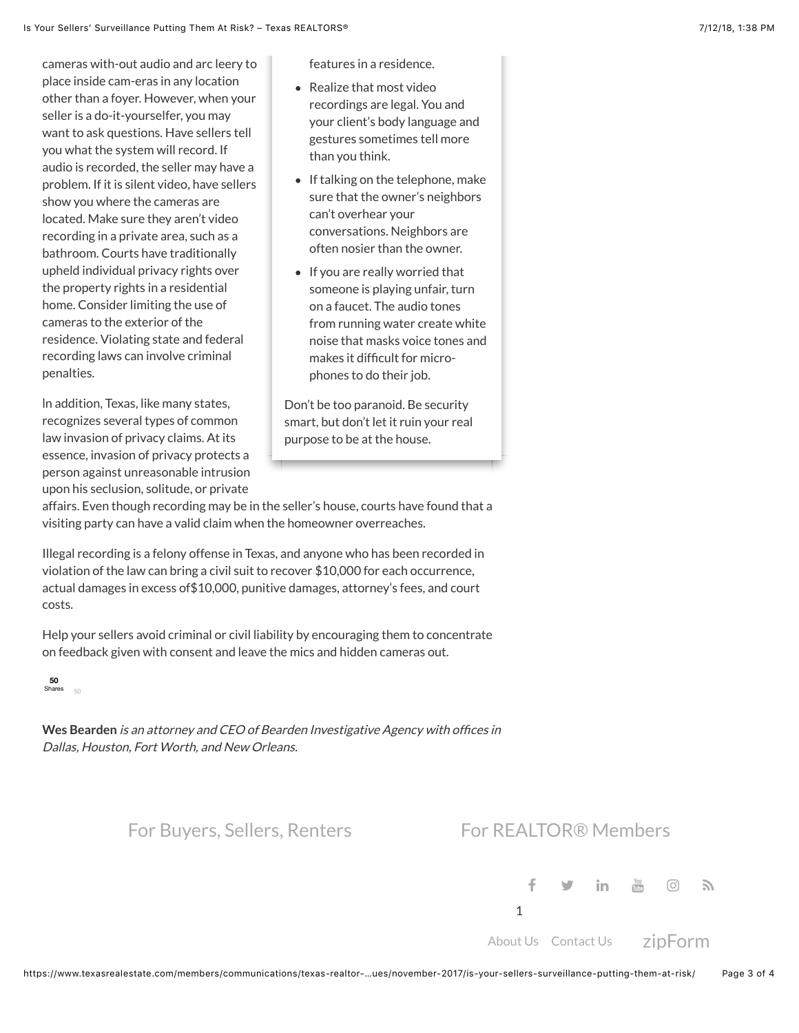cameras with-out audio and arc leery to place inside cam-eras in any location other than a foyer. However, when your seller is a do-it-yourselfer, you may want to ask questions. Have sellers tell you what the system will record. If audio is recorded, the seller may have a problem. If it is silent video, have sellers show you where the cameras are located. Make sure they aren't video recording in a private area, such as a bathroom. Courts have traditionally upheld individual privacy rights over the property rights in a residential home. Consider limiting the use of cameras to the exterior of the residence. Violating state and federal recording laws can involve criminal penalties.

features in a residence.

- Realize that most video recordings are legal. You and your client's body language and gestures sometimes tell more than you think.
- If talking on the telephone, make sure that the owner's neighbors can't overhear your conversations. Neighbors are often nosier than the owner.
- If you are really worried that someone is playing unfair, turn on a faucet. The audio tones from running water create white noise that masks voice tones and makes it difficult for micro-phones to do their job.

Don't be too paranoid. Be security smart, but don't let it ruin your real purpose to be at the house.

In addition, Texas, like many states, recognizes several types of common law invasion of privacy claims. At its essence, invasion of privacy protects a person against unreasonable intrusion upon his seclusion, solitude, or private affairs. Even though recording may be in the seller's house, courts have found that a visiting party can have a valid claim when the homeowner overreaches.

Illegal recording is a felony offense in Texas, and anyone who has been recorded in violation of the law can bring a civil suit to recover $10,000 for each occurrence, actual damages in excess of$10,000, punitive damages, attorney's fees, and court costs.

Help your sellers avoid criminal or civil liability by encouraging them to concentrate on feedback given with consent and leave the mics and hidden cameras out.

50 Shares

**Wes Bearden** *is an attorney and CEO of Bearden Investigative Agency with offices in Dallas, Houston, Fort Worth, and New Orleans.*

For Buyers, Sellers, Renters

For REALTOR® Members

About Us Contact Us zipForm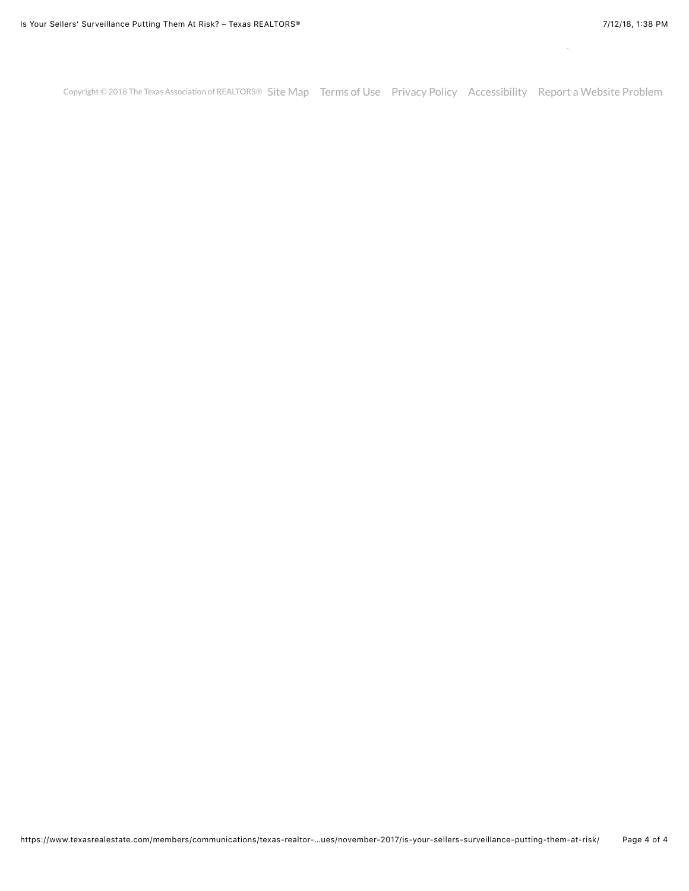Copyright © 2018 The Texas Association of REALTORS® Site Map Terms of Use Privacy Policy Accessibility Report a Website Problem